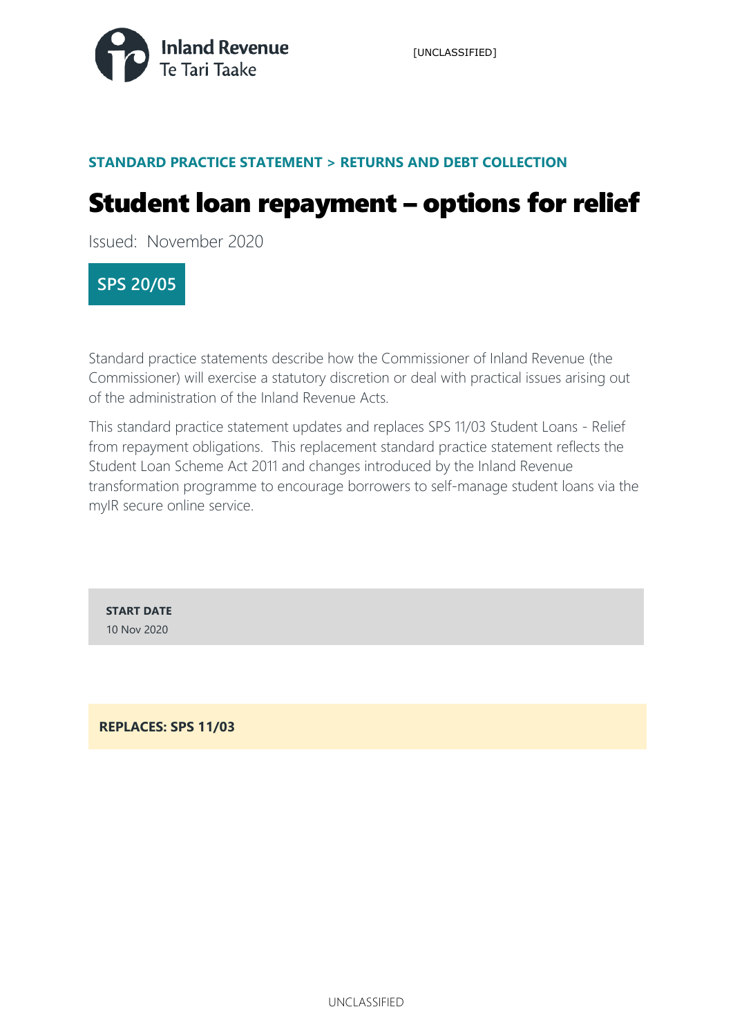**STANDARD PRACTICE STATEMENT > RETURNS AND DEBT COLLECTION**

# Student loan repayment – options for relief

Issued: November 2020

**SPS 20/05**

Standard practice statements describe how the Commissioner of Inland Revenue (the Commissioner) will exercise a statutory discretion or deal with practical issues arising out of the administration of the Inland Revenue Acts.

This standard practice statement updates and replaces SPS 11/03 Student Loans - Relief from repayment obligations. This replacement standard practice statement reflects the Student Loan Scheme Act 2011 and changes introduced by the Inland Revenue transformation programme to encourage borrowers to self-manage student loans via the myIR secure online service.

**START DATE**
10 Nov 2020

**REPLACES: SPS 11/03**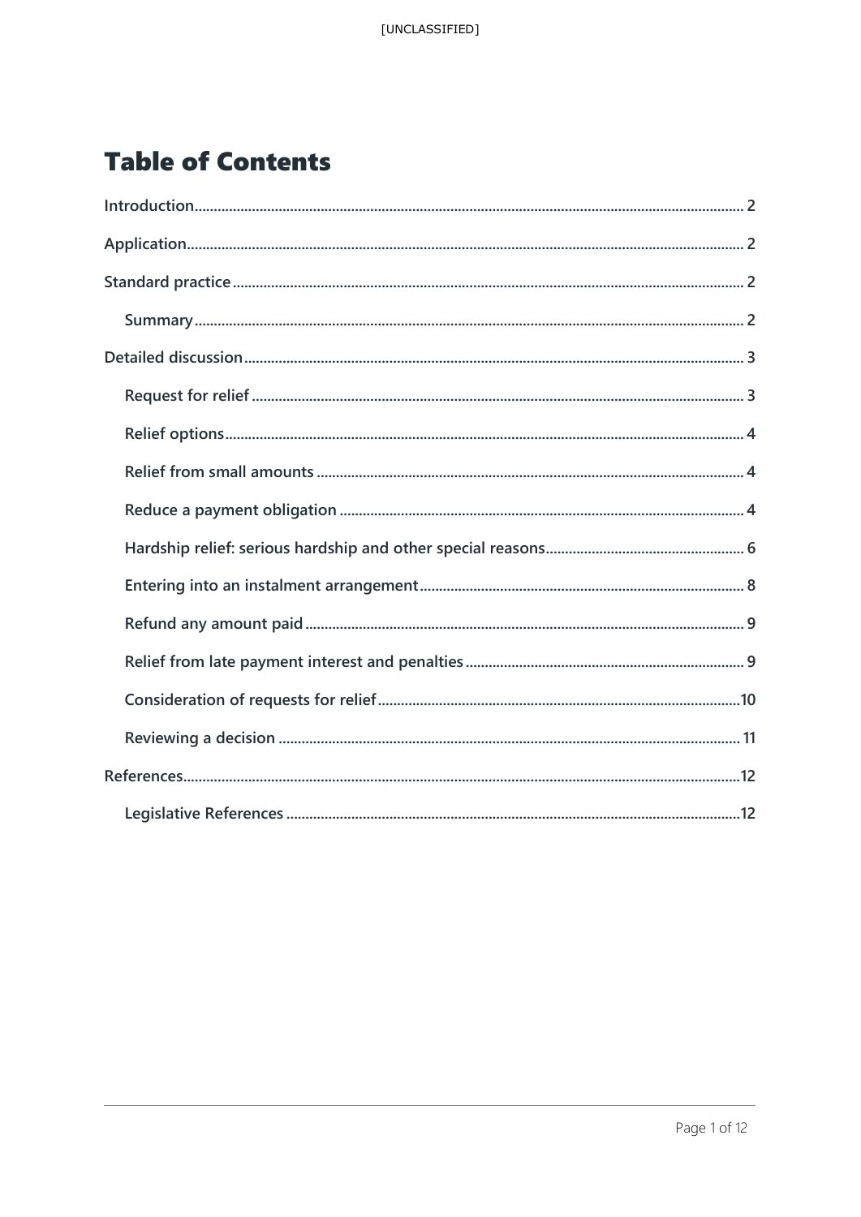# Table of Contents

Introduction .............................................................. 2

Application .............................................................. 2

Standard practice .............................................................. 2

- Summary .............................................................. 2

Detailed discussion .............................................................. 3

- Request for relief .............................................................. 3
- Relief options .............................................................. 4
- Relief from small amounts .............................................................. 4
- Reduce a payment obligation .............................................................. 4
- Hardship relief: serious hardship and other special reasons .............................................................. 6
- Entering into an instalment arrangement .............................................................. 8
- Refund any amount paid .............................................................. 9
- Relief from late payment interest and penalties .............................................................. 9
- Consideration of requests for relief .............................................................. 10
- Reviewing a decision .............................................................. 11

References .............................................................. 12

- Legislative References .............................................................. 12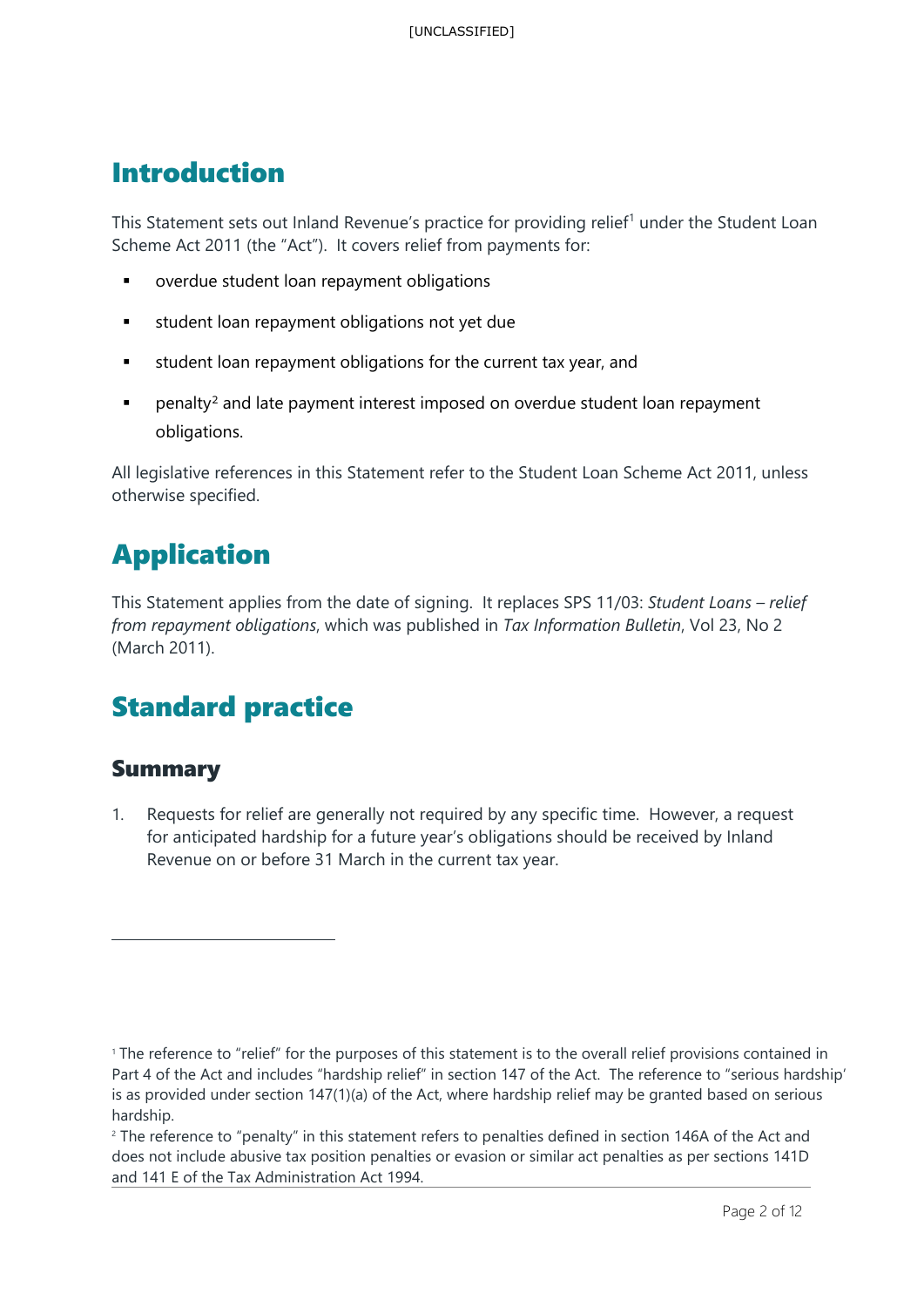# Introduction

This Statement sets out Inland Revenue's practice for providing relief[1] under the Student Loan Scheme Act 2011 (the "Act"). It covers relief from payments for:

- overdue student loan repayment obligations
- student loan repayment obligations not yet due
- student loan repayment obligations for the current tax year, and
- penalty[2] and late payment interest imposed on overdue student loan repayment obligations.

All legislative references in this Statement refer to the Student Loan Scheme Act 2011, unless otherwise specified.

# Application

This Statement applies from the date of signing. It replaces SPS 11/03: *Student Loans – relief from repayment obligations*, which was published in *Tax Information Bulletin*, Vol 23, No 2 (March 2011).

# Standard practice

## Summary

1. Requests for relief are generally not required by any specific time. However, a request for anticipated hardship for a future year's obligations should be received by Inland Revenue on or before 31 March in the current tax year.

---

[1] The reference to "relief" for the purposes of this statement is to the overall relief provisions contained in Part 4 of the Act and includes "hardship relief" in section 147 of the Act. The reference to "serious hardship' is as provided under section 147(1)(a) of the Act, where hardship relief may be granted based on serious hardship.

[2] The reference to "penalty" in this statement refers to penalties defined in section 146A of the Act and does not include abusive tax position penalties or evasion or similar act penalties as per sections 141D and 141 E of the Tax Administration Act 1994.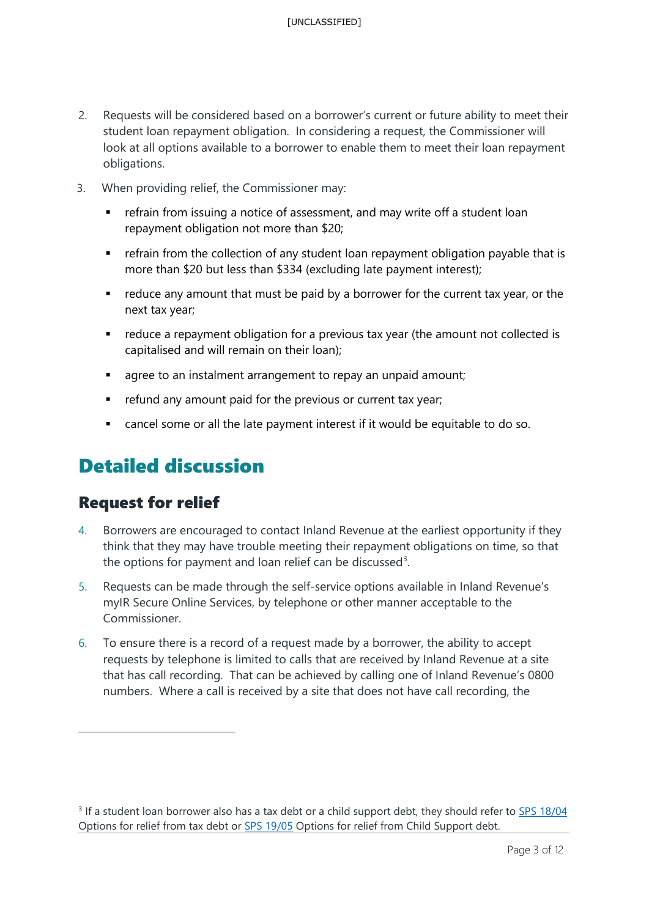2. Requests will be considered based on a borrower's current or future ability to meet their student loan repayment obligation. In considering a request, the Commissioner will look at all options available to a borrower to enable them to meet their loan repayment obligations.

3. When providing relief, the Commissioner may:

   - refrain from issuing a notice of assessment, and may write off a student loan repayment obligation not more than $20;
   - refrain from the collection of any student loan repayment obligation payable that is more than $20 but less than $334 (excluding late payment interest);
   - reduce any amount that must be paid by a borrower for the current tax year, or the next tax year;
   - reduce a repayment obligation for a previous tax year (the amount not collected is capitalised and will remain on their loan);
   - agree to an instalment arrangement to repay an unpaid amount;
   - refund any amount paid for the previous or current tax year;
   - cancel some or all the late payment interest if it would be equitable to do so.

# Detailed discussion

## Request for relief

4. Borrowers are encouraged to contact Inland Revenue at the earliest opportunity if they think that they may have trouble meeting their repayment obligations on time, so that the options for payment and loan relief can be discussed[3].

5. Requests can be made through the self-service options available in Inland Revenue's myIR Secure Online Services, by telephone or other manner acceptable to the Commissioner.

6. To ensure there is a record of a request made by a borrower, the ability to accept requests by telephone is limited to calls that are received by Inland Revenue at a site that has call recording. That can be achieved by calling one of Inland Revenue's 0800 numbers. Where a call is received by a site that does not have call recording, the

---

[3] If a student loan borrower also has a tax debt or a child support debt, they should refer to SPS 18/04 Options for relief from tax debt or SPS 19/05 Options for relief from Child Support debt.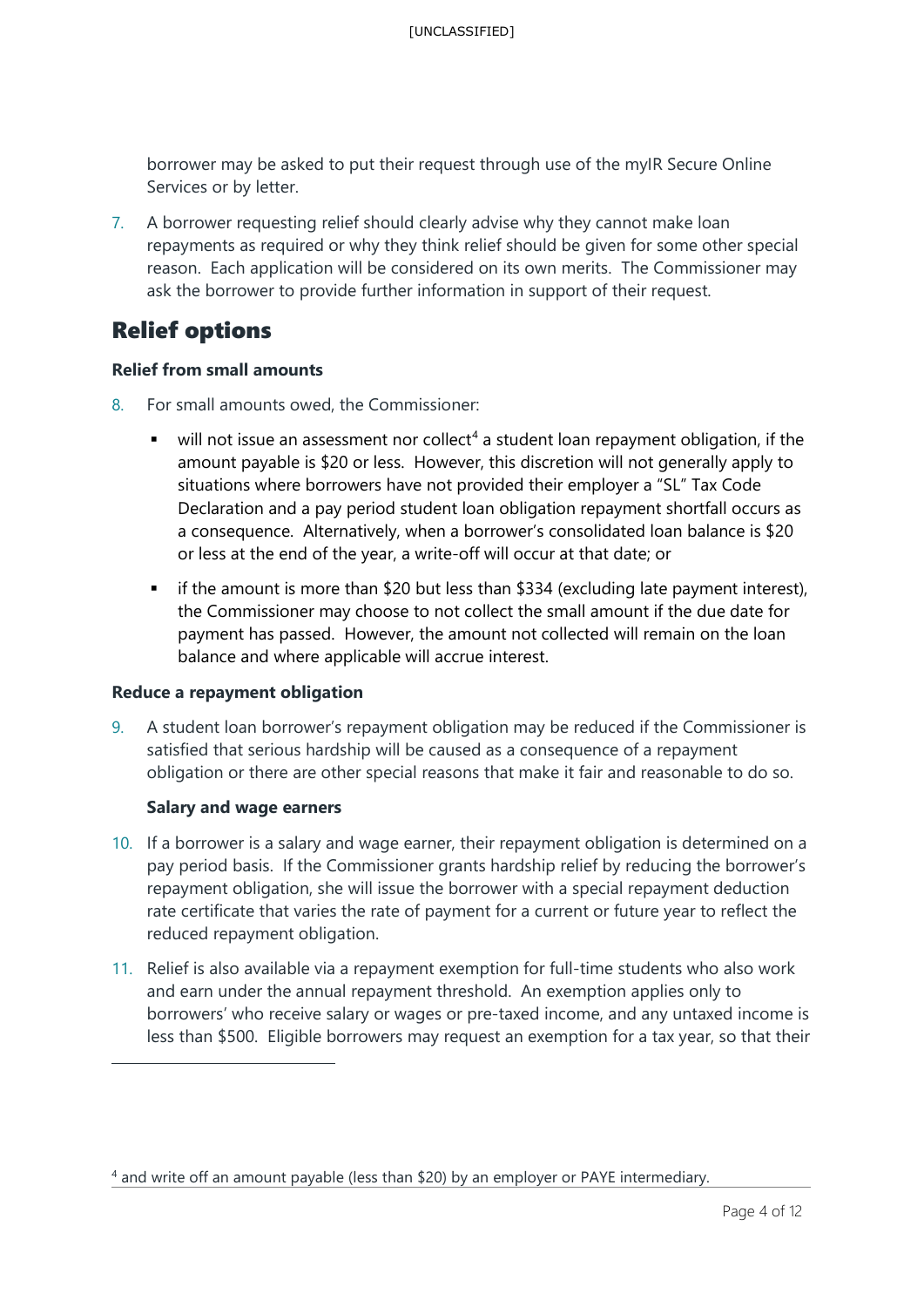borrower may be asked to put their request through use of the myIR Secure Online Services or by letter.

7. A borrower requesting relief should clearly advise why they cannot make loan repayments as required or why they think relief should be given for some other special reason. Each application will be considered on its own merits. The Commissioner may ask the borrower to provide further information in support of their request.

## Relief options

**Relief from small amounts**

8. For small amounts owed, the Commissioner:

   - will not issue an assessment nor collect[4] a student loan repayment obligation, if the amount payable is $20 or less. However, this discretion will not generally apply to situations where borrowers have not provided their employer a "SL" Tax Code Declaration and a pay period student loan obligation repayment shortfall occurs as a consequence. Alternatively, when a borrower's consolidated loan balance is $20 or less at the end of the year, a write-off will occur at that date; or
   - if the amount is more than $20 but less than $334 (excluding late payment interest), the Commissioner may choose to not collect the small amount if the due date for payment has passed. However, the amount not collected will remain on the loan balance and where applicable will accrue interest.

**Reduce a repayment obligation**

9. A student loan borrower's repayment obligation may be reduced if the Commissioner is satisfied that serious hardship will be caused as a consequence of a repayment obligation or there are other special reasons that make it fair and reasonable to do so.

**Salary and wage earners**

10. If a borrower is a salary and wage earner, their repayment obligation is determined on a pay period basis. If the Commissioner grants hardship relief by reducing the borrower's repayment obligation, she will issue the borrower with a special repayment deduction rate certificate that varies the rate of payment for a current or future year to reflect the reduced repayment obligation.

11. Relief is also available via a repayment exemption for full-time students who also work and earn under the annual repayment threshold. An exemption applies only to borrowers' who receive salary or wages or pre-taxed income, and any untaxed income is less than $500. Eligible borrowers may request an exemption for a tax year, so that their

[4] and write off an amount payable (less than $20) by an employer or PAYE intermediary.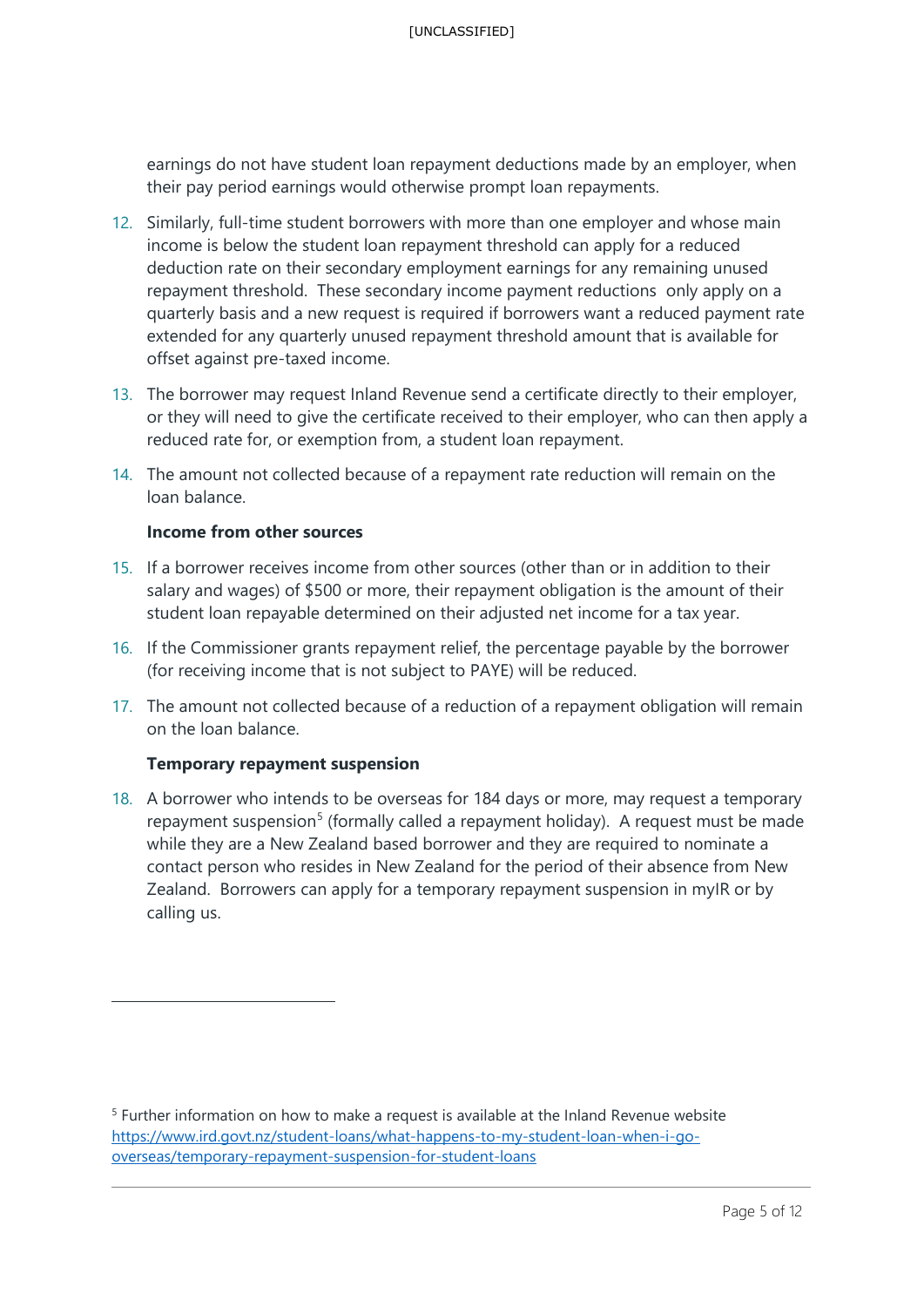earnings do not have student loan repayment deductions made by an employer, when their pay period earnings would otherwise prompt loan repayments.

12. Similarly, full-time student borrowers with more than one employer and whose main income is below the student loan repayment threshold can apply for a reduced deduction rate on their secondary employment earnings for any remaining unused repayment threshold. These secondary income payment reductions only apply on a quarterly basis and a new request is required if borrowers want a reduced payment rate extended for any quarterly unused repayment threshold amount that is available for offset against pre-taxed income.

13. The borrower may request Inland Revenue send a certificate directly to their employer, or they will need to give the certificate received to their employer, who can then apply a reduced rate for, or exemption from, a student loan repayment.

14. The amount not collected because of a repayment rate reduction will remain on the loan balance.

**Income from other sources**

15. If a borrower receives income from other sources (other than or in addition to their salary and wages) of $500 or more, their repayment obligation is the amount of their student loan repayable determined on their adjusted net income for a tax year.

16. If the Commissioner grants repayment relief, the percentage payable by the borrower (for receiving income that is not subject to PAYE) will be reduced.

17. The amount not collected because of a reduction of a repayment obligation will remain on the loan balance.

**Temporary repayment suspension**

18. A borrower who intends to be overseas for 184 days or more, may request a temporary repayment suspension[5] (formally called a repayment holiday). A request must be made while they are a New Zealand based borrower and they are required to nominate a contact person who resides in New Zealand for the period of their absence from New Zealand. Borrowers can apply for a temporary repayment suspension in myIR or by calling us.

---

[5] Further information on how to make a request is available at the Inland Revenue website https://www.ird.govt.nz/student-loans/what-happens-to-my-student-loan-when-i-go-overseas/temporary-repayment-suspension-for-student-loans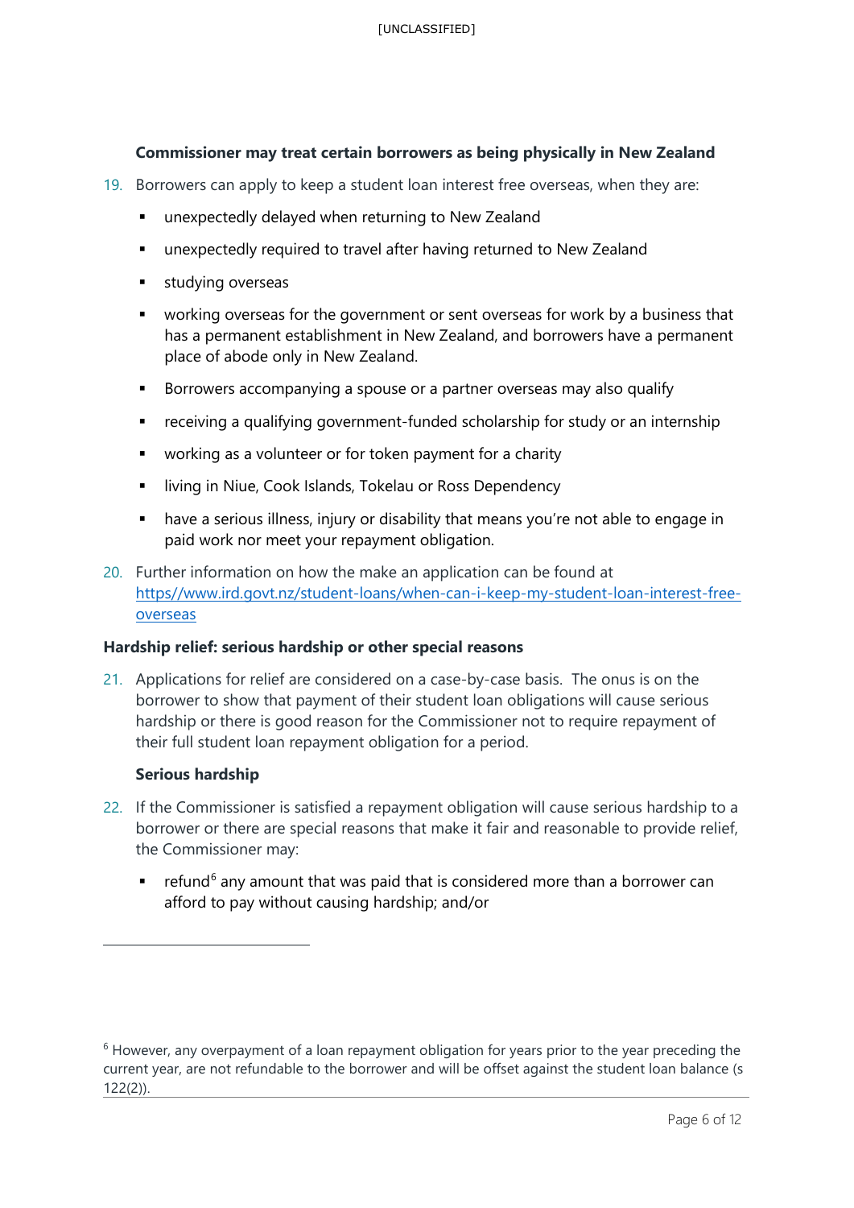### Commissioner may treat certain borrowers as being physically in New Zealand

19. Borrowers can apply to keep a student loan interest free overseas, when they are:
   - unexpectedly delayed when returning to New Zealand
   - unexpectedly required to travel after having returned to New Zealand
   - studying overseas
   - working overseas for the government or sent overseas for work by a business that has a permanent establishment in New Zealand, and borrowers have a permanent place of abode only in New Zealand.
   - Borrowers accompanying a spouse or a partner overseas may also qualify
   - receiving a qualifying government-funded scholarship for study or an internship
   - working as a volunteer or for token payment for a charity
   - living in Niue, Cook Islands, Tokelau or Ross Dependency
   - have a serious illness, injury or disability that means you're not able to engage in paid work nor meet your repayment obligation.

20. Further information on how the make an application can be found at [https//www.ird.govt.nz/student-loans/when-can-i-keep-my-student-loan-interest-free-overseas](https//www.ird.govt.nz/student-loans/when-can-i-keep-my-student-loan-interest-free-overseas)

## Hardship relief: serious hardship or other special reasons

21. Applications for relief are considered on a case-by-case basis. The onus is on the borrower to show that payment of their student loan obligations will cause serious hardship or there is good reason for the Commissioner not to require repayment of their full student loan repayment obligation for a period.

### Serious hardship

22. If the Commissioner is satisfied a repayment obligation will cause serious hardship to a borrower or there are special reasons that make it fair and reasonable to provide relief, the Commissioner may:
   - refund[6] any amount that was paid that is considered more than a borrower can afford to pay without causing hardship; and/or

---

[6] However, any overpayment of a loan repayment obligation for years prior to the year preceding the current year, are not refundable to the borrower and will be offset against the student loan balance (s 122(2)).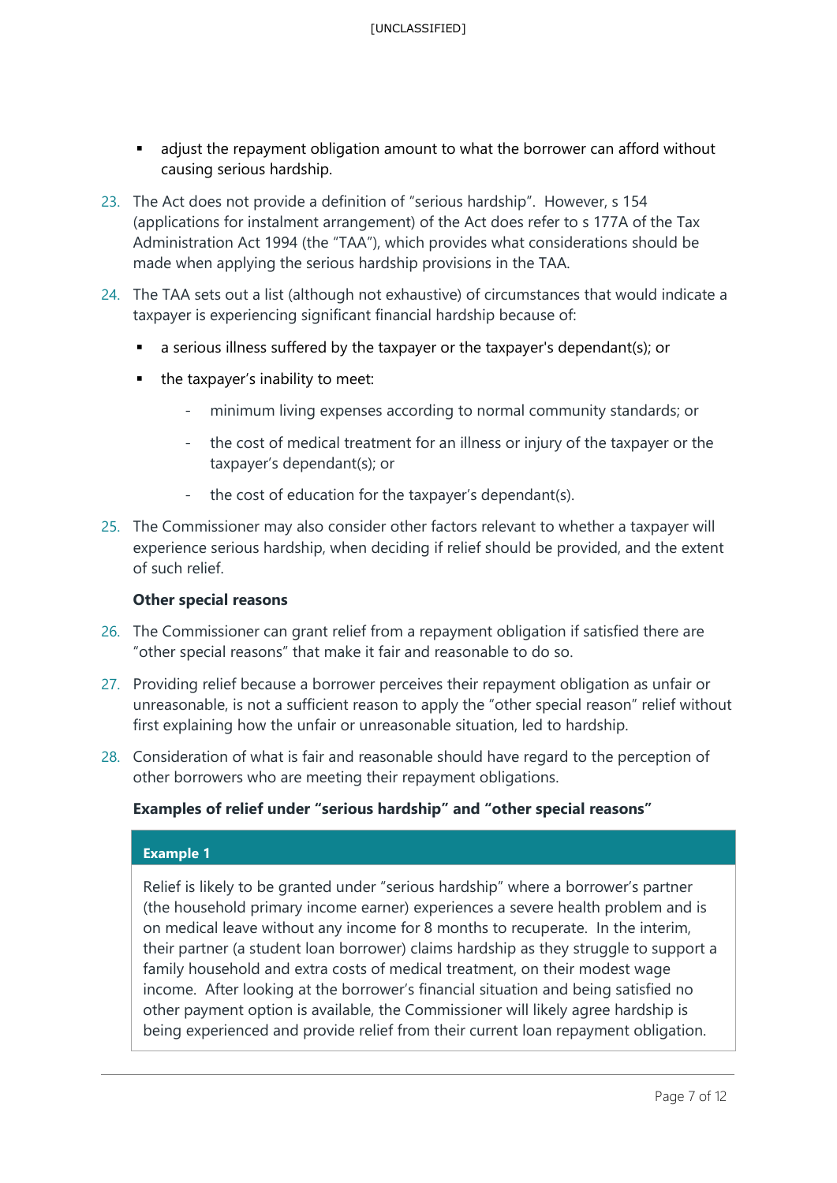- adjust the repayment obligation amount to what the borrower can afford without causing serious hardship.

23. The Act does not provide a definition of "serious hardship". However, s 154 (applications for instalment arrangement) of the Act does refer to s 177A of the Tax Administration Act 1994 (the "TAA"), which provides what considerations should be made when applying the serious hardship provisions in the TAA.

24. The TAA sets out a list (although not exhaustive) of circumstances that would indicate a taxpayer is experiencing significant financial hardship because of:

    - a serious illness suffered by the taxpayer or the taxpayer's dependant(s); or
    - the taxpayer's inability to meet:
        - minimum living expenses according to normal community standards; or
        - the cost of medical treatment for an illness or injury of the taxpayer or the taxpayer's dependant(s); or
        - the cost of education for the taxpayer's dependant(s).

25. The Commissioner may also consider other factors relevant to whether a taxpayer will experience serious hardship, when deciding if relief should be provided, and the extent of such relief.

**Other special reasons**

26. The Commissioner can grant relief from a repayment obligation if satisfied there are "other special reasons" that make it fair and reasonable to do so.

27. Providing relief because a borrower perceives their repayment obligation as unfair or unreasonable, is not a sufficient reason to apply the "other special reason" relief without first explaining how the unfair or unreasonable situation, led to hardship.

28. Consideration of what is fair and reasonable should have regard to the perception of other borrowers who are meeting their repayment obligations.

**Examples of relief under "serious hardship" and "other special reasons"**

**Example 1**

Relief is likely to be granted under "serious hardship" where a borrower's partner (the household primary income earner) experiences a severe health problem and is on medical leave without any income for 8 months to recuperate. In the interim, their partner (a student loan borrower) claims hardship as they struggle to support a family household and extra costs of medical treatment, on their modest wage income. After looking at the borrower's financial situation and being satisfied no other payment option is available, the Commissioner will likely agree hardship is being experienced and provide relief from their current loan repayment obligation.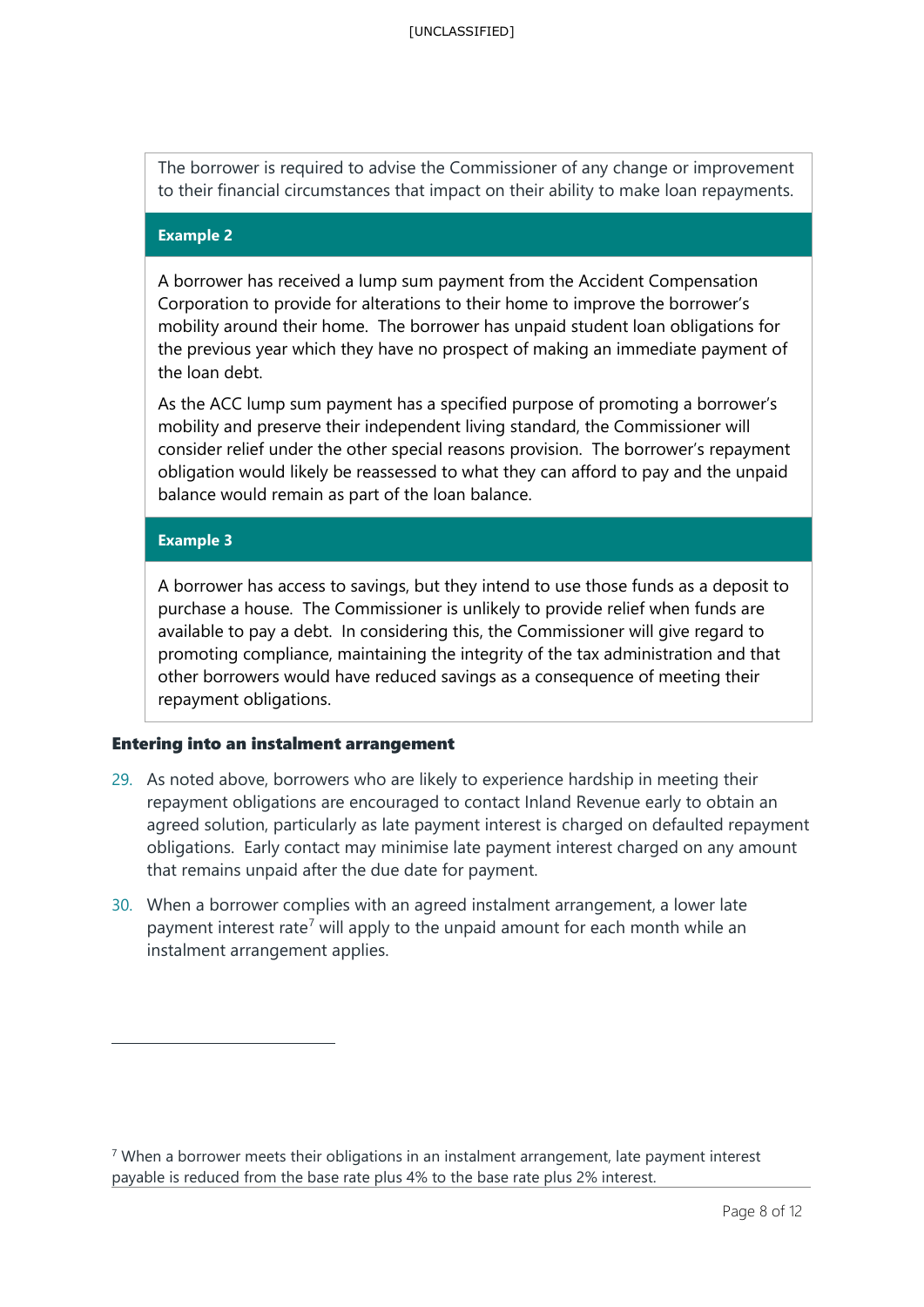The borrower is required to advise the Commissioner of any change or improvement to their financial circumstances that impact on their ability to make loan repayments.

**Example 2**

A borrower has received a lump sum payment from the Accident Compensation Corporation to provide for alterations to their home to improve the borrower's mobility around their home. The borrower has unpaid student loan obligations for the previous year which they have no prospect of making an immediate payment of the loan debt.

As the ACC lump sum payment has a specified purpose of promoting a borrower's mobility and preserve their independent living standard, the Commissioner will consider relief under the other special reasons provision. The borrower's repayment obligation would likely be reassessed to what they can afford to pay and the unpaid balance would remain as part of the loan balance.

**Example 3**

A borrower has access to savings, but they intend to use those funds as a deposit to purchase a house. The Commissioner is unlikely to provide relief when funds are available to pay a debt. In considering this, the Commissioner will give regard to promoting compliance, maintaining the integrity of the tax administration and that other borrowers would have reduced savings as a consequence of meeting their repayment obligations.

### Entering into an instalment arrangement

29. As noted above, borrowers who are likely to experience hardship in meeting their repayment obligations are encouraged to contact Inland Revenue early to obtain an agreed solution, particularly as late payment interest is charged on defaulted repayment obligations. Early contact may minimise late payment interest charged on any amount that remains unpaid after the due date for payment.

30. When a borrower complies with an agreed instalment arrangement, a lower late payment interest rate[7] will apply to the unpaid amount for each month while an instalment arrangement applies.

---

[7] When a borrower meets their obligations in an instalment arrangement, late payment interest payable is reduced from the base rate plus 4% to the base rate plus 2% interest.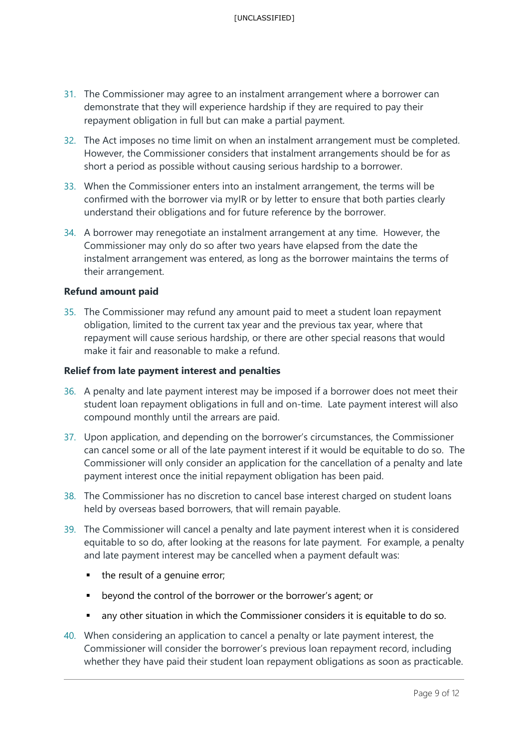31. The Commissioner may agree to an instalment arrangement where a borrower can demonstrate that they will experience hardship if they are required to pay their repayment obligation in full but can make a partial payment.

32. The Act imposes no time limit on when an instalment arrangement must be completed. However, the Commissioner considers that instalment arrangements should be for as short a period as possible without causing serious hardship to a borrower.

33. When the Commissioner enters into an instalment arrangement, the terms will be confirmed with the borrower via myIR or by letter to ensure that both parties clearly understand their obligations and for future reference by the borrower.

34. A borrower may renegotiate an instalment arrangement at any time. However, the Commissioner may only do so after two years have elapsed from the date the instalment arrangement was entered, as long as the borrower maintains the terms of their arrangement.

**Refund amount paid**

35. The Commissioner may refund any amount paid to meet a student loan repayment obligation, limited to the current tax year and the previous tax year, where that repayment will cause serious hardship, or there are other special reasons that would make it fair and reasonable to make a refund.

**Relief from late payment interest and penalties**

36. A penalty and late payment interest may be imposed if a borrower does not meet their student loan repayment obligations in full and on-time. Late payment interest will also compound monthly until the arrears are paid.

37. Upon application, and depending on the borrower's circumstances, the Commissioner can cancel some or all of the late payment interest if it would be equitable to do so. The Commissioner will only consider an application for the cancellation of a penalty and late payment interest once the initial repayment obligation has been paid.

38. The Commissioner has no discretion to cancel base interest charged on student loans held by overseas based borrowers, that will remain payable.

39. The Commissioner will cancel a penalty and late payment interest when it is considered equitable to so do, after looking at the reasons for late payment. For example, a penalty and late payment interest may be cancelled when a payment default was:

    - the result of a genuine error;
    - beyond the control of the borrower or the borrower's agent; or
    - any other situation in which the Commissioner considers it is equitable to do so.

40. When considering an application to cancel a penalty or late payment interest, the Commissioner will consider the borrower's previous loan repayment record, including whether they have paid their student loan repayment obligations as soon as practicable.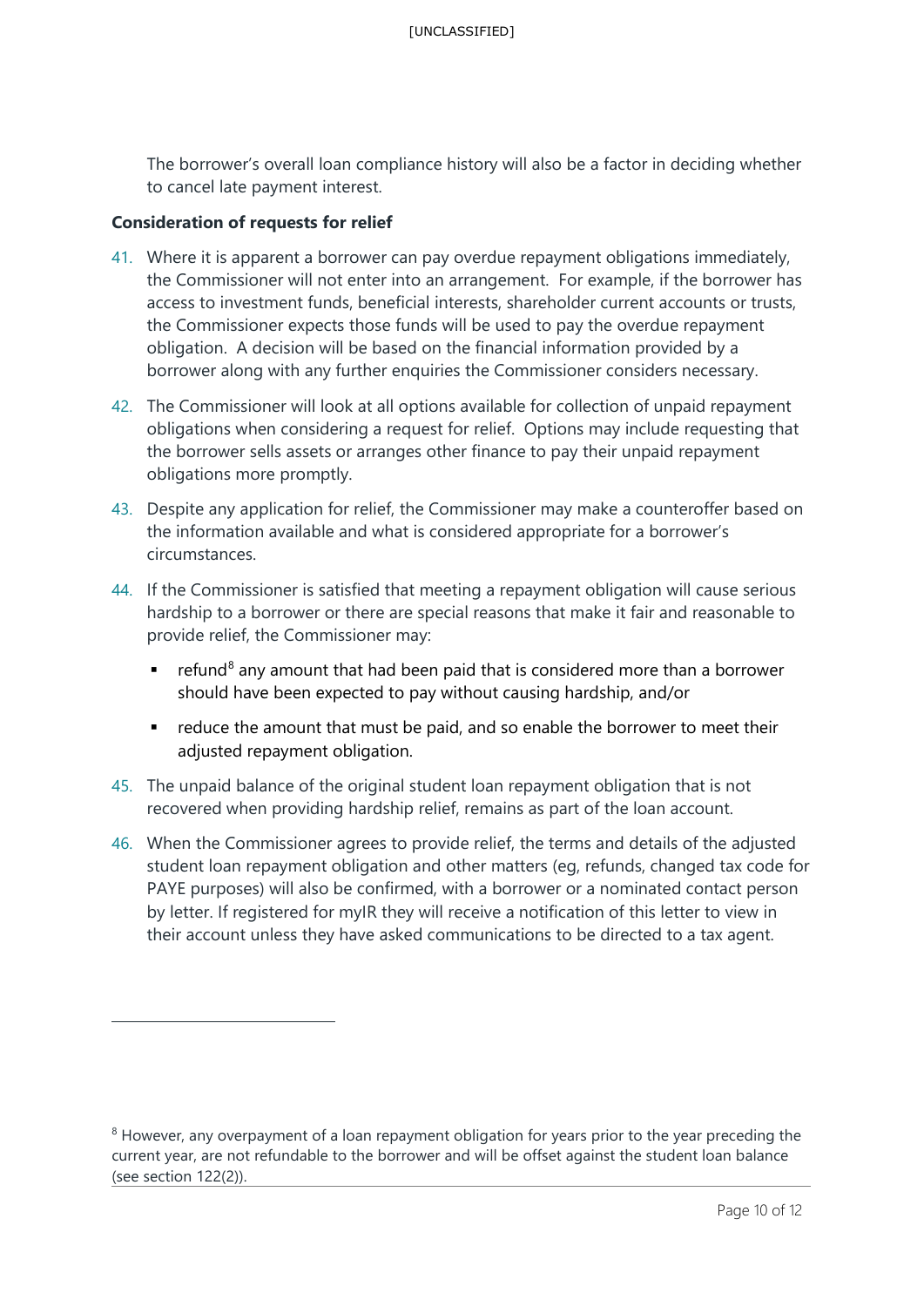The borrower's overall loan compliance history will also be a factor in deciding whether to cancel late payment interest.

**Consideration of requests for relief**

41. Where it is apparent a borrower can pay overdue repayment obligations immediately, the Commissioner will not enter into an arrangement. For example, if the borrower has access to investment funds, beneficial interests, shareholder current accounts or trusts, the Commissioner expects those funds will be used to pay the overdue repayment obligation. A decision will be based on the financial information provided by a borrower along with any further enquiries the Commissioner considers necessary.

42. The Commissioner will look at all options available for collection of unpaid repayment obligations when considering a request for relief. Options may include requesting that the borrower sells assets or arranges other finance to pay their unpaid repayment obligations more promptly.

43. Despite any application for relief, the Commissioner may make a counteroffer based on the information available and what is considered appropriate for a borrower's circumstances.

44. If the Commissioner is satisfied that meeting a repayment obligation will cause serious hardship to a borrower or there are special reasons that make it fair and reasonable to provide relief, the Commissioner may:

   - refund[8] any amount that had been paid that is considered more than a borrower should have been expected to pay without causing hardship, and/or
   - reduce the amount that must be paid, and so enable the borrower to meet their adjusted repayment obligation.

45. The unpaid balance of the original student loan repayment obligation that is not recovered when providing hardship relief, remains as part of the loan account.

46. When the Commissioner agrees to provide relief, the terms and details of the adjusted student loan repayment obligation and other matters (eg, refunds, changed tax code for PAYE purposes) will also be confirmed, with a borrower or a nominated contact person by letter. If registered for myIR they will receive a notification of this letter to view in their account unless they have asked communications to be directed to a tax agent.

---

[8] However, any overpayment of a loan repayment obligation for years prior to the year preceding the current year, are not refundable to the borrower and will be offset against the student loan balance (see section 122(2)).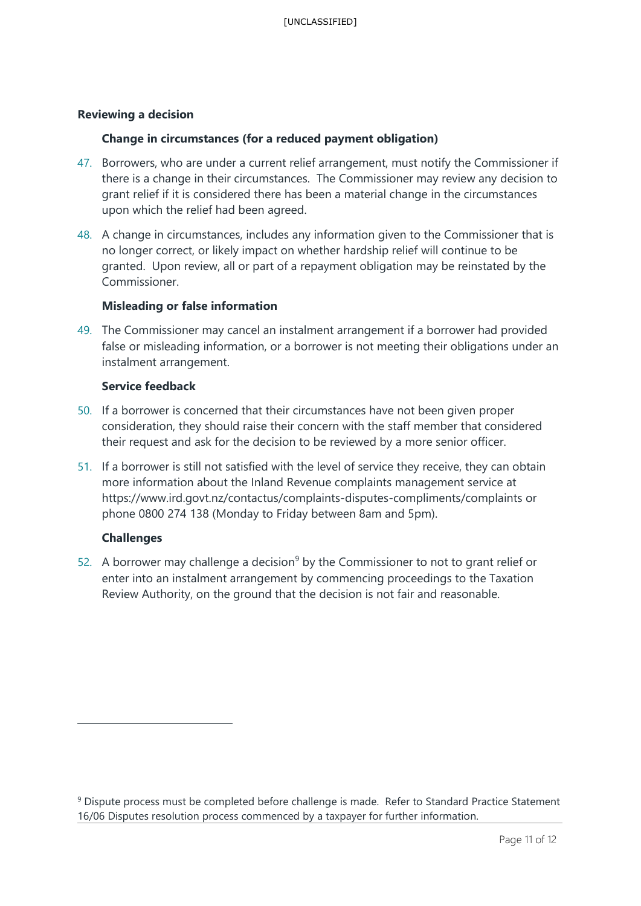### Reviewing a decision

#### Change in circumstances (for a reduced payment obligation)

47. Borrowers, who are under a current relief arrangement, must notify the Commissioner if there is a change in their circumstances. The Commissioner may review any decision to grant relief if it is considered there has been a material change in the circumstances upon which the relief had been agreed.

48. A change in circumstances, includes any information given to the Commissioner that is no longer correct, or likely impact on whether hardship relief will continue to be granted. Upon review, all or part of a repayment obligation may be reinstated by the Commissioner.

#### Misleading or false information

49. The Commissioner may cancel an instalment arrangement if a borrower had provided false or misleading information, or a borrower is not meeting their obligations under an instalment arrangement.

#### Service feedback

50. If a borrower is concerned that their circumstances have not been given proper consideration, they should raise their concern with the staff member that considered their request and ask for the decision to be reviewed by a more senior officer.

51. If a borrower is still not satisfied with the level of service they receive, they can obtain more information about the Inland Revenue complaints management service at https://www.ird.govt.nz/contactus/complaints-disputes-compliments/complaints or phone 0800 274 138 (Monday to Friday between 8am and 5pm).

#### Challenges

52. A borrower may challenge a decision[9] by the Commissioner to not to grant relief or enter into an instalment arrangement by commencing proceedings to the Taxation Review Authority, on the ground that the decision is not fair and reasonable.

---

[9] Dispute process must be completed before challenge is made. Refer to Standard Practice Statement 16/06 Disputes resolution process commenced by a taxpayer for further information.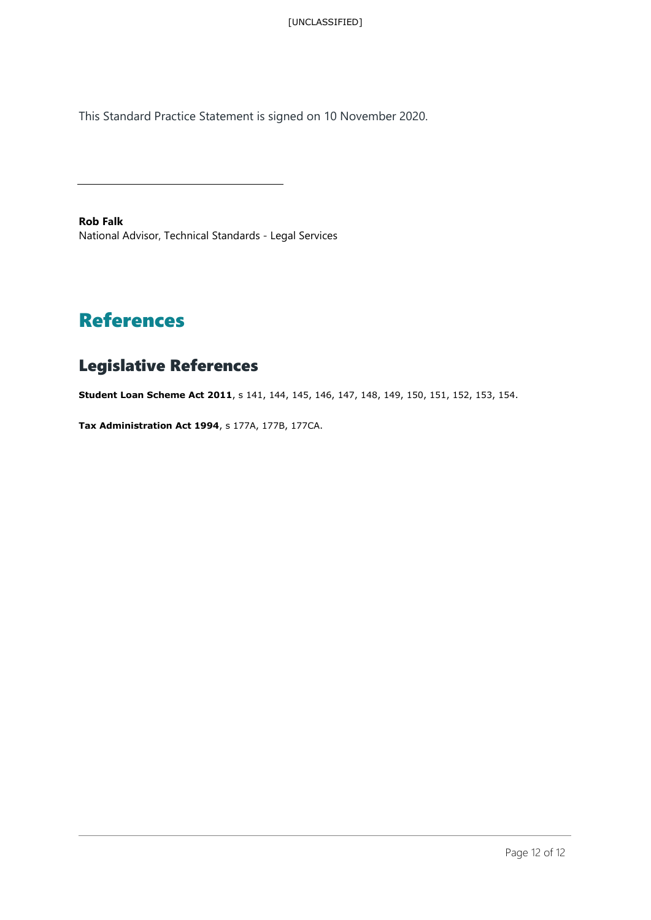This Standard Practice Statement is signed on 10 November 2020.

**Rob Falk**
National Advisor, Technical Standards - Legal Services

# References

## Legislative References

**Student Loan Scheme Act 2011**, s 141, 144, 145, 146, 147, 148, 149, 150, 151, 152, 153, 154.

**Tax Administration Act 1994**, s 177A, 177B, 177CA.